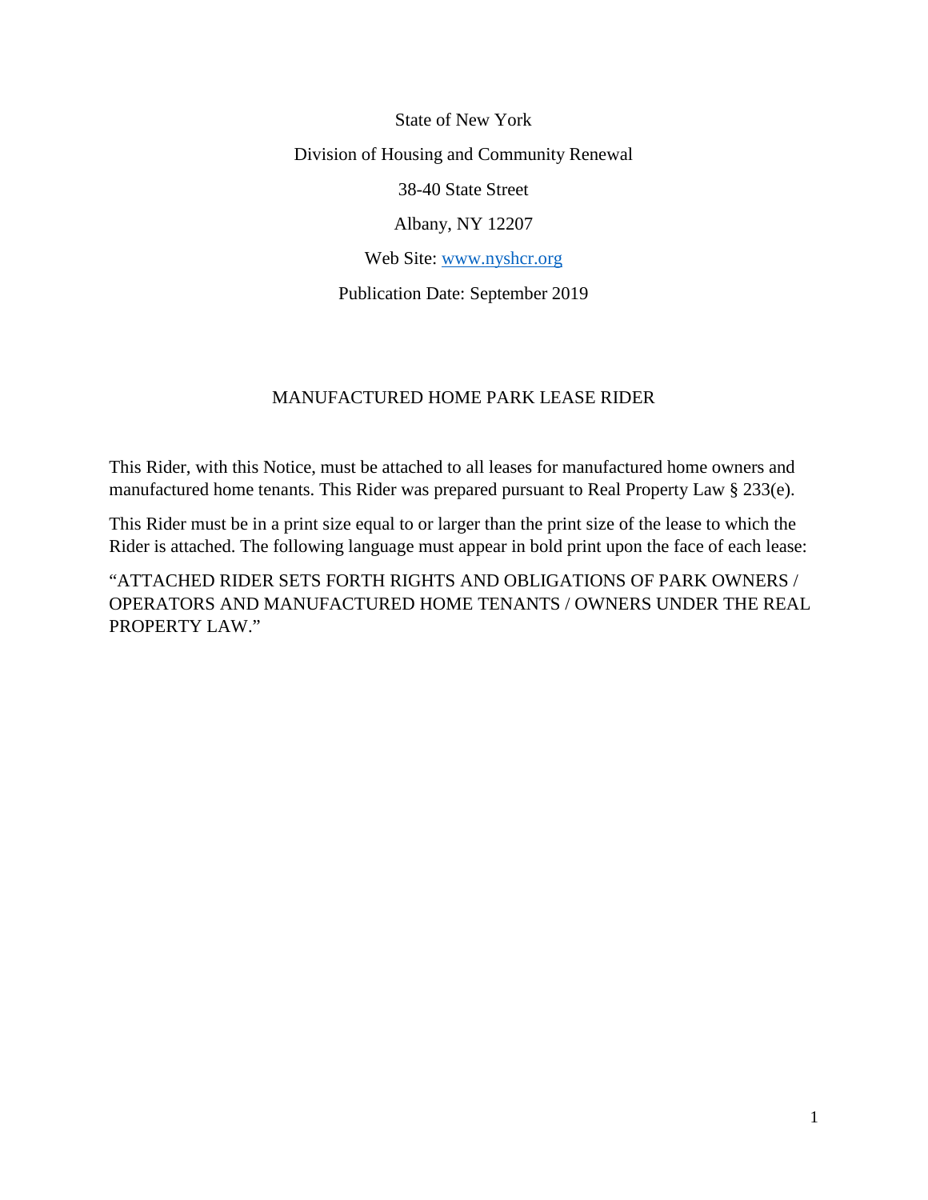State of New York

Division of Housing and Community Renewal

38-40 State Street

Albany, NY 12207

Web Site: [www.nyshcr.org](http://www.nyshcr.org)

Publication Date: September 2019

# MANUFACTURED HOME PARK LEASE RIDER

This Rider, with this Notice, must be attached to all leases for manufactured home owners and manufactured home tenants. This Rider was prepared pursuant to Real Property Law § 233(e).

This Rider must be in a print size equal to or larger than the print size of the lease to which the Rider is attached. The following language must appear in bold print upon the face of each lease:

"ATTACHED RIDER SETS FORTH RIGHTS AND OBLIGATIONS OF PARK OWNERS / OPERATORS AND MANUFACTURED HOME TENANTS / OWNERS UNDER THE REAL PROPERTY LAW."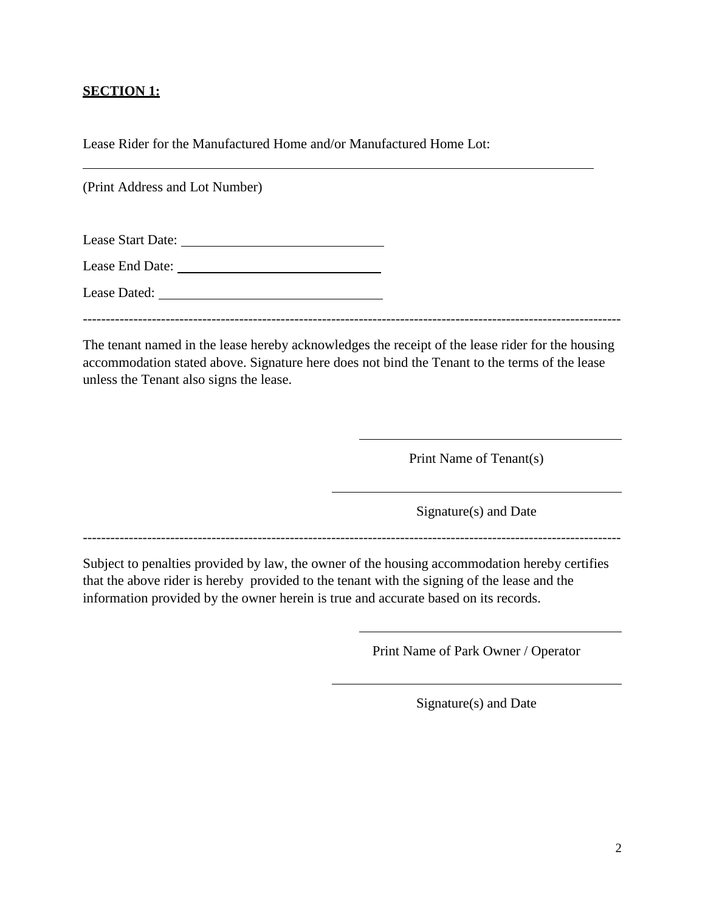**SECTION 1:**

Lease Rider for the Manufactured Home and/or Manufactured Home Lot:

______________________________________________________________________

(Print Address and Lot Number)

Lease Start Date: ____________________________

Lease End Date: ____________________________

Lease Dated: ____________________________

---

The tenant named in the lease hereby acknowledges the receipt of the lease rider for the housing accommodation stated above. Signature here does not bind the Tenant to the terms of the lease unless the Tenant also signs the lease.

____________________________________

Print Name of Tenant(s)

____________________________________

Signature(s) and Date

---

Subject to penalties provided by law, the owner of the housing accommodation hereby certifies that the above rider is hereby provided to the tenant with the signing of the lease and the information provided by the owner herein is true and accurate based on its records.

____________________________________

Print Name of Park Owner / Operator

____________________________________

Signature(s) and Date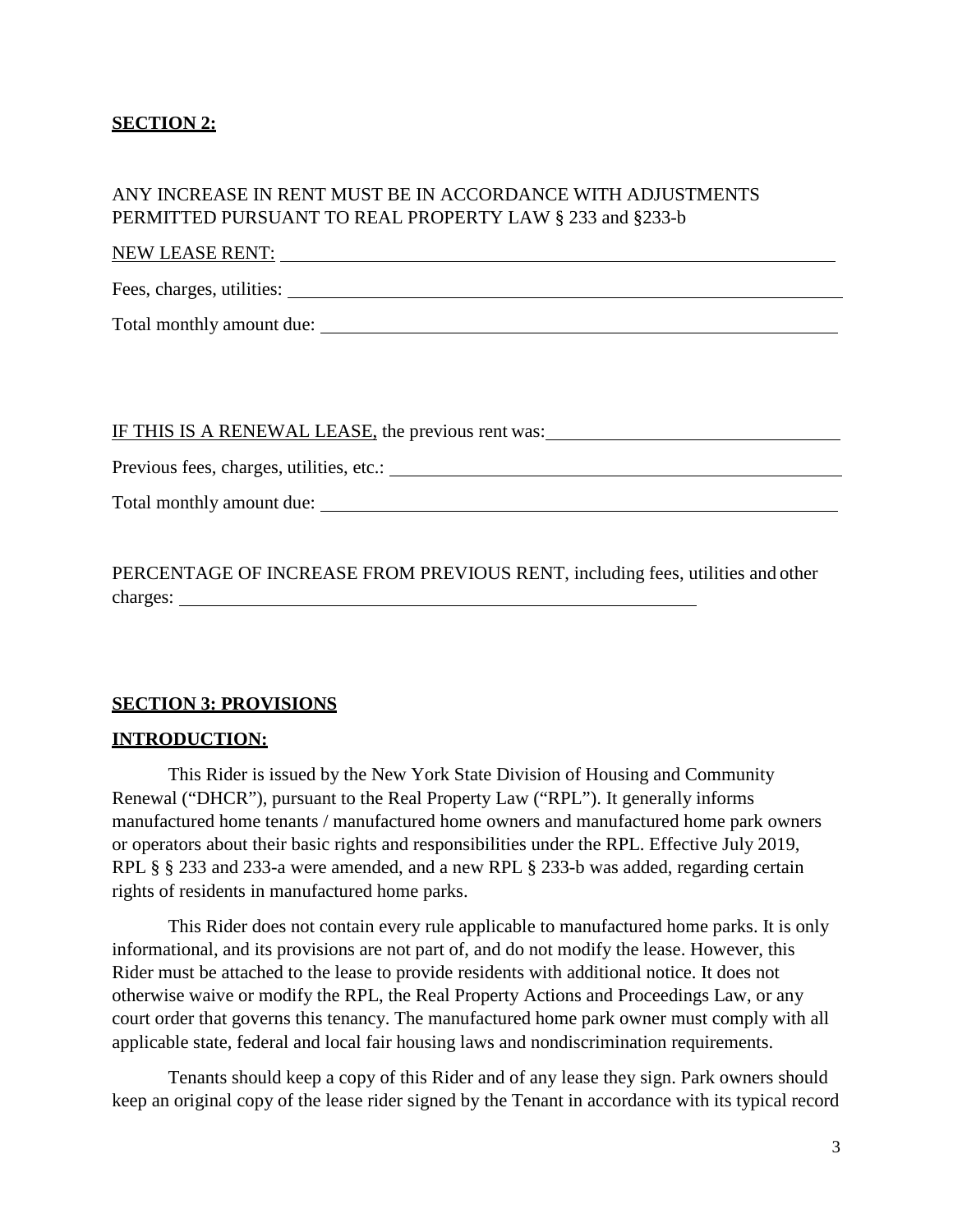**SECTION 2:**

ANY INCREASE IN RENT MUST BE IN ACCORDANCE WITH ADJUSTMENTS PERMITTED PURSUANT TO REAL PROPERTY LAW § 233 and §233-b

NEW LEASE RENT: ______________________________________________

Fees, charges, utilities: ______________________________________________

Total monthly amount due: ______________________________________________

IF THIS IS A RENEWAL LEASE, the previous rent was: ______________________________

Previous fees, charges, utilities, etc.: ______________________________________

Total monthly amount due: ______________________________________________

PERCENTAGE OF INCREASE FROM PREVIOUS RENT, including fees, utilities and other charges: ______________________________________________

**SECTION 3: PROVISIONS**

**INTRODUCTION:**

This Rider is issued by the New York State Division of Housing and Community Renewal ("DHCR"), pursuant to the Real Property Law ("RPL"). It generally informs manufactured home tenants / manufactured home owners and manufactured home park owners or operators about their basic rights and responsibilities under the RPL. Effective July 2019, RPL § § 233 and 233-a were amended, and a new RPL § 233-b was added, regarding certain rights of residents in manufactured home parks.

This Rider does not contain every rule applicable to manufactured home parks. It is only informational, and its provisions are not part of, and do not modify the lease. However, this Rider must be attached to the lease to provide residents with additional notice. It does not otherwise waive or modify the RPL, the Real Property Actions and Proceedings Law, or any court order that governs this tenancy. The manufactured home park owner must comply with all applicable state, federal and local fair housing laws and nondiscrimination requirements.

Tenants should keep a copy of this Rider and of any lease they sign. Park owners should keep an original copy of the lease rider signed by the Tenant in accordance with its typical record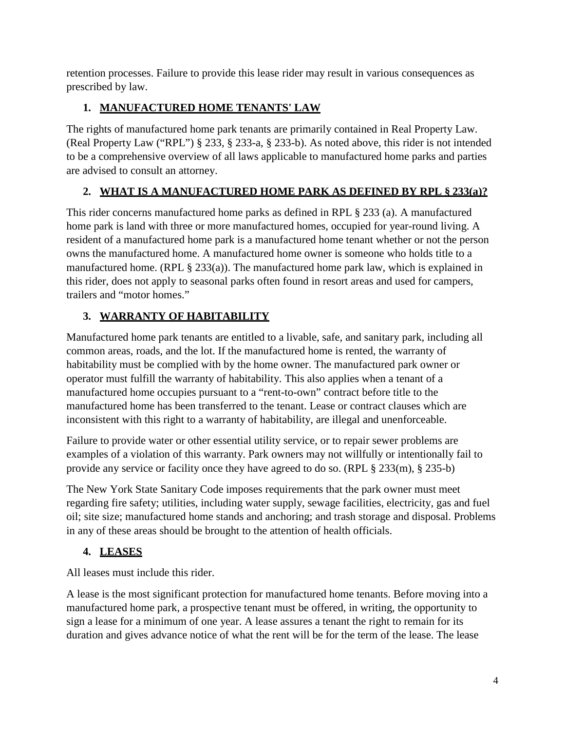retention processes. Failure to provide this lease rider may result in various consequences as prescribed by law.

## 1. MANUFACTURED HOME TENANTS' LAW

The rights of manufactured home park tenants are primarily contained in Real Property Law. (Real Property Law ("RPL") § 233, § 233-a, § 233-b). As noted above, this rider is not intended to be a comprehensive overview of all laws applicable to manufactured home parks and parties are advised to consult an attorney.

## 2. WHAT IS A MANUFACTURED HOME PARK AS DEFINED BY RPL § 233(a)?

This rider concerns manufactured home parks as defined in RPL § 233 (a). A manufactured home park is land with three or more manufactured homes, occupied for year-round living. A resident of a manufactured home park is a manufactured home tenant whether or not the person owns the manufactured home. A manufactured home owner is someone who holds title to a manufactured home. (RPL § 233(a)). The manufactured home park law, which is explained in this rider, does not apply to seasonal parks often found in resort areas and used for campers, trailers and "motor homes."

## 3. WARRANTY OF HABITABILITY

Manufactured home park tenants are entitled to a livable, safe, and sanitary park, including all common areas, roads, and the lot. If the manufactured home is rented, the warranty of habitability must be complied with by the home owner. The manufactured park owner or operator must fulfill the warranty of habitability. This also applies when a tenant of a manufactured home occupies pursuant to a "rent-to-own" contract before title to the manufactured home has been transferred to the tenant. Lease or contract clauses which are inconsistent with this right to a warranty of habitability, are illegal and unenforceable.

Failure to provide water or other essential utility service, or to repair sewer problems are examples of a violation of this warranty. Park owners may not willfully or intentionally fail to provide any service or facility once they have agreed to do so. (RPL § 233(m), § 235-b)

The New York State Sanitary Code imposes requirements that the park owner must meet regarding fire safety; utilities, including water supply, sewage facilities, electricity, gas and fuel oil; site size; manufactured home stands and anchoring; and trash storage and disposal. Problems in any of these areas should be brought to the attention of health officials.

## 4. LEASES

All leases must include this rider.

A lease is the most significant protection for manufactured home tenants. Before moving into a manufactured home park, a prospective tenant must be offered, in writing, the opportunity to sign a lease for a minimum of one year. A lease assures a tenant the right to remain for its duration and gives advance notice of what the rent will be for the term of the lease. The lease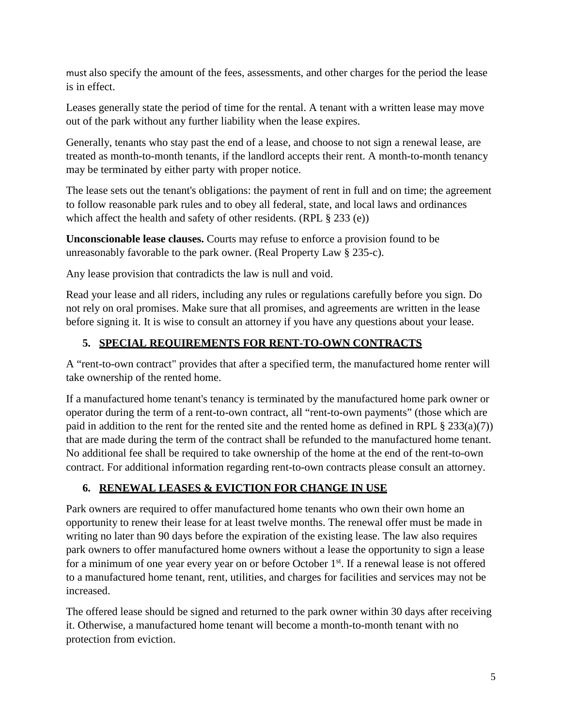must also specify the amount of the fees, assessments, and other charges for the period the lease is in effect.

Leases generally state the period of time for the rental. A tenant with a written lease may move out of the park without any further liability when the lease expires.

Generally, tenants who stay past the end of a lease, and choose to not sign a renewal lease, are treated as month-to-month tenants, if the landlord accepts their rent. A month-to-month tenancy may be terminated by either party with proper notice.

The lease sets out the tenant's obligations: the payment of rent in full and on time; the agreement to follow reasonable park rules and to obey all federal, state, and local laws and ordinances which affect the health and safety of other residents. (RPL § 233 (e))

**Unconscionable lease clauses.** Courts may refuse to enforce a provision found to be unreasonably favorable to the park owner. (Real Property Law § 235-c).

Any lease provision that contradicts the law is null and void.

Read your lease and all riders, including any rules or regulations carefully before you sign. Do not rely on oral promises. Make sure that all promises, and agreements are written in the lease before signing it. It is wise to consult an attorney if you have any questions about your lease.

## 5. SPECIAL REQUIREMENTS FOR RENT-TO-OWN CONTRACTS

A "rent-to-own contract" provides that after a specified term, the manufactured home renter will take ownership of the rented home.

If a manufactured home tenant's tenancy is terminated by the manufactured home park owner or operator during the term of a rent-to-own contract, all "rent-to-own payments" (those which are paid in addition to the rent for the rented site and the rented home as defined in RPL § 233(a)(7)) that are made during the term of the contract shall be refunded to the manufactured home tenant. No additional fee shall be required to take ownership of the home at the end of the rent-to-own contract. For additional information regarding rent-to-own contracts please consult an attorney.

## 6. RENEWAL LEASES & EVICTION FOR CHANGE IN USE

Park owners are required to offer manufactured home tenants who own their own home an opportunity to renew their lease for at least twelve months. The renewal offer must be made in writing no later than 90 days before the expiration of the existing lease. The law also requires park owners to offer manufactured home owners without a lease the opportunity to sign a lease for a minimum of one year every year on or before October 1st. If a renewal lease is not offered to a manufactured home tenant, rent, utilities, and charges for facilities and services may not be increased.

The offered lease should be signed and returned to the park owner within 30 days after receiving it. Otherwise, a manufactured home tenant will become a month-to-month tenant with no protection from eviction.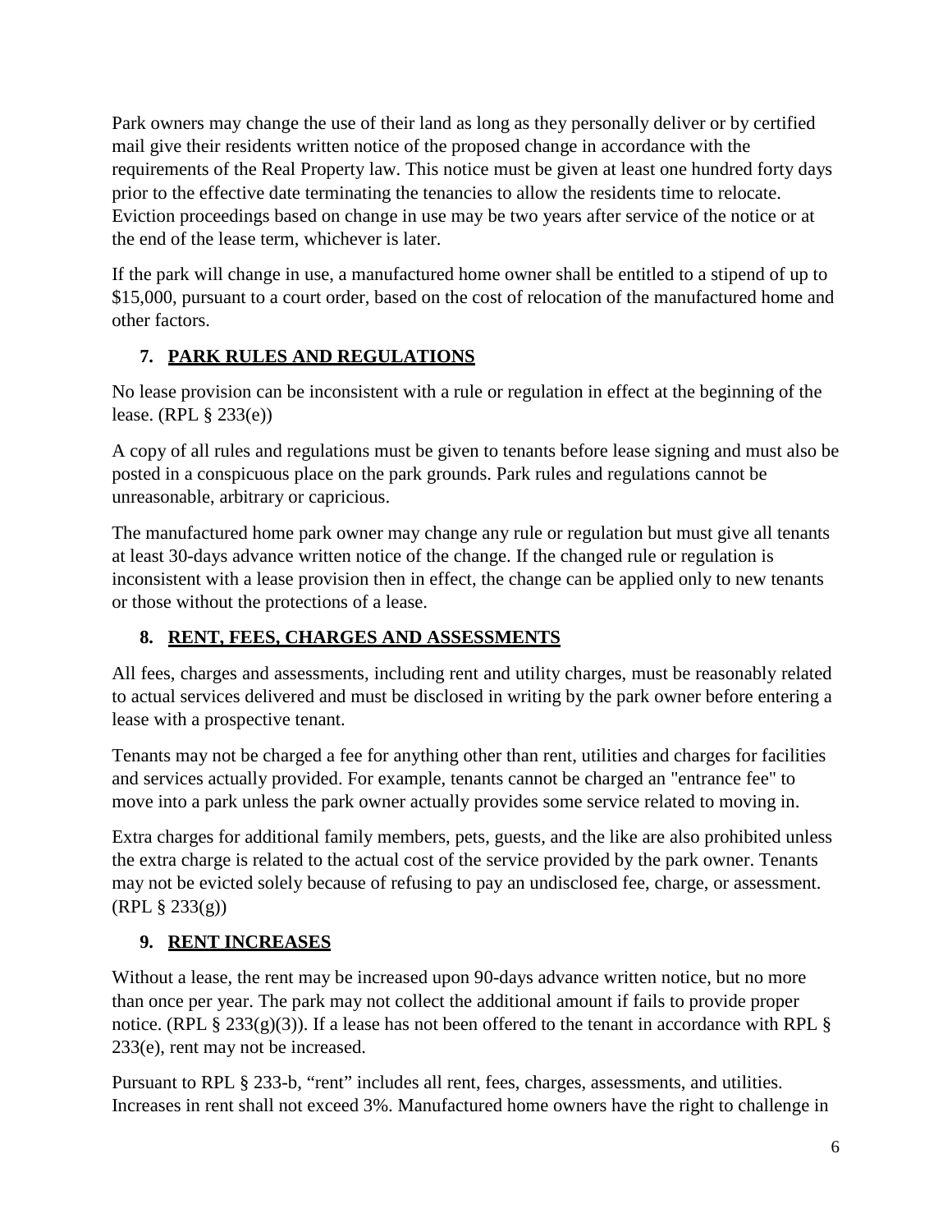Park owners may change the use of their land as long as they personally deliver or by certified mail give their residents written notice of the proposed change in accordance with the requirements of the Real Property law. This notice must be given at least one hundred forty days prior to the effective date terminating the tenancies to allow the residents time to relocate. Eviction proceedings based on change in use may be two years after service of the notice or at the end of the lease term, whichever is later.

If the park will change in use, a manufactured home owner shall be entitled to a stipend of up to $15,000, pursuant to a court order, based on the cost of relocation of the manufactured home and other factors.

## 7. PARK RULES AND REGULATIONS

No lease provision can be inconsistent with a rule or regulation in effect at the beginning of the lease. (RPL § 233(e))

A copy of all rules and regulations must be given to tenants before lease signing and must also be posted in a conspicuous place on the park grounds. Park rules and regulations cannot be unreasonable, arbitrary or capricious.

The manufactured home park owner may change any rule or regulation but must give all tenants at least 30-days advance written notice of the change. If the changed rule or regulation is inconsistent with a lease provision then in effect, the change can be applied only to new tenants or those without the protections of a lease.

## 8. RENT, FEES, CHARGES AND ASSESSMENTS

All fees, charges and assessments, including rent and utility charges, must be reasonably related to actual services delivered and must be disclosed in writing by the park owner before entering a lease with a prospective tenant.

Tenants may not be charged a fee for anything other than rent, utilities and charges for facilities and services actually provided. For example, tenants cannot be charged an "entrance fee" to move into a park unless the park owner actually provides some service related to moving in.

Extra charges for additional family members, pets, guests, and the like are also prohibited unless the extra charge is related to the actual cost of the service provided by the park owner. Tenants may not be evicted solely because of refusing to pay an undisclosed fee, charge, or assessment. (RPL § 233(g))

## 9. RENT INCREASES

Without a lease, the rent may be increased upon 90-days advance written notice, but no more than once per year. The park may not collect the additional amount if fails to provide proper notice. (RPL § 233(g)(3)). If a lease has not been offered to the tenant in accordance with RPL § 233(e), rent may not be increased.

Pursuant to RPL § 233-b, "rent" includes all rent, fees, charges, assessments, and utilities. Increases in rent shall not exceed 3%. Manufactured home owners have the right to challenge in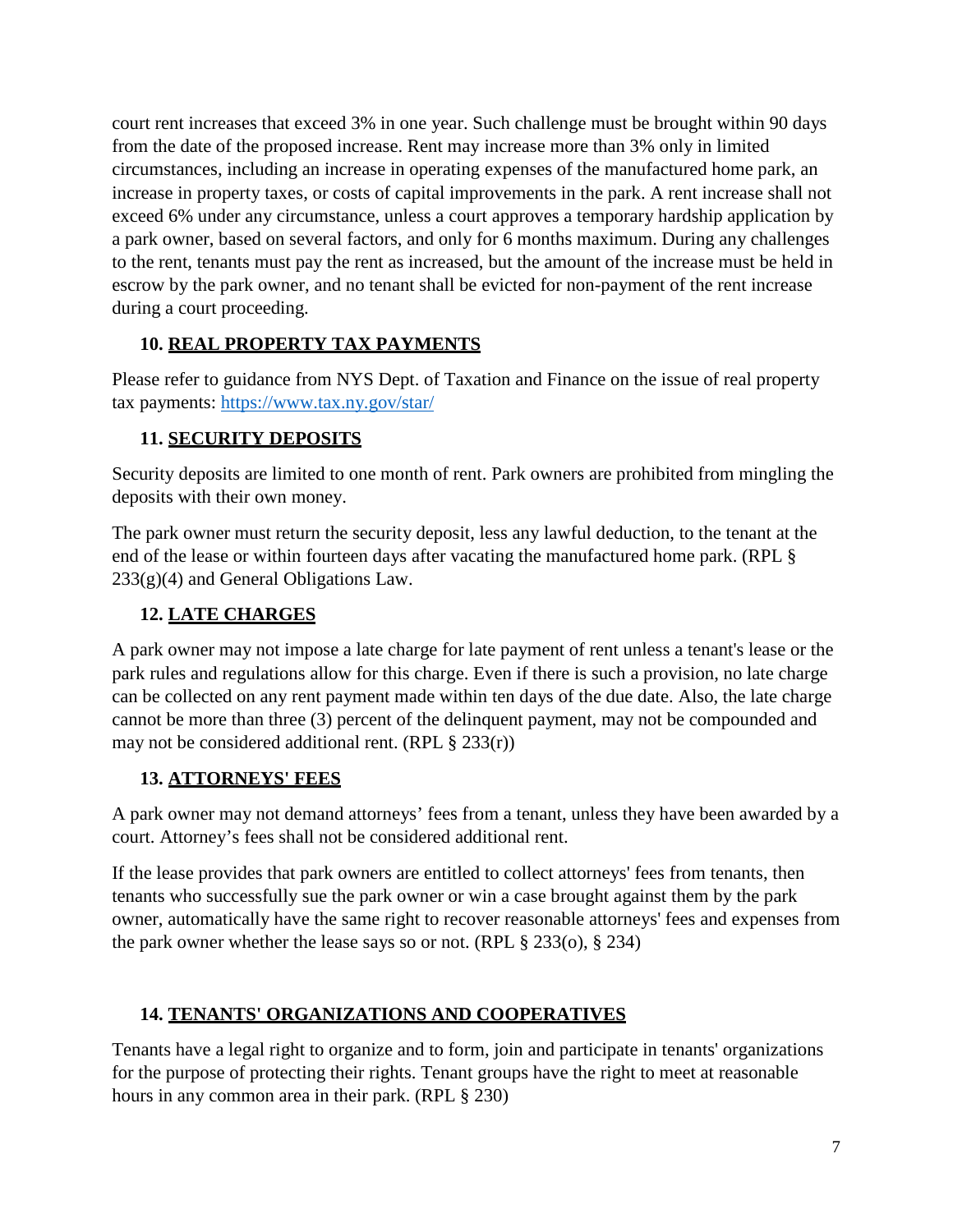court rent increases that exceed 3% in one year. Such challenge must be brought within 90 days from the date of the proposed increase. Rent may increase more than 3% only in limited circumstances, including an increase in operating expenses of the manufactured home park, an increase in property taxes, or costs of capital improvements in the park. A rent increase shall not exceed 6% under any circumstance, unless a court approves a temporary hardship application by a park owner, based on several factors, and only for 6 months maximum. During any challenges to the rent, tenants must pay the rent as increased, but the amount of the increase must be held in escrow by the park owner, and no tenant shall be evicted for non-payment of the rent increase during a court proceeding.

### 10. REAL PROPERTY TAX PAYMENTS

Please refer to guidance from NYS Dept. of Taxation and Finance on the issue of real property tax payments: https://www.tax.ny.gov/star/

### 11. SECURITY DEPOSITS

Security deposits are limited to one month of rent. Park owners are prohibited from mingling the deposits with their own money.

The park owner must return the security deposit, less any lawful deduction, to the tenant at the end of the lease or within fourteen days after vacating the manufactured home park. (RPL § 233(g)(4) and General Obligations Law.

### 12. LATE CHARGES

A park owner may not impose a late charge for late payment of rent unless a tenant's lease or the park rules and regulations allow for this charge. Even if there is such a provision, no late charge can be collected on any rent payment made within ten days of the due date. Also, the late charge cannot be more than three (3) percent of the delinquent payment, may not be compounded and may not be considered additional rent. (RPL § 233(r))

### 13. ATTORNEYS' FEES

A park owner may not demand attorneys' fees from a tenant, unless they have been awarded by a court. Attorney's fees shall not be considered additional rent.

If the lease provides that park owners are entitled to collect attorneys' fees from tenants, then tenants who successfully sue the park owner or win a case brought against them by the park owner, automatically have the same right to recover reasonable attorneys' fees and expenses from the park owner whether the lease says so or not. (RPL § 233(o), § 234)

### 14. TENANTS' ORGANIZATIONS AND COOPERATIVES

Tenants have a legal right to organize and to form, join and participate in tenants' organizations for the purpose of protecting their rights. Tenant groups have the right to meet at reasonable hours in any common area in their park. (RPL § 230)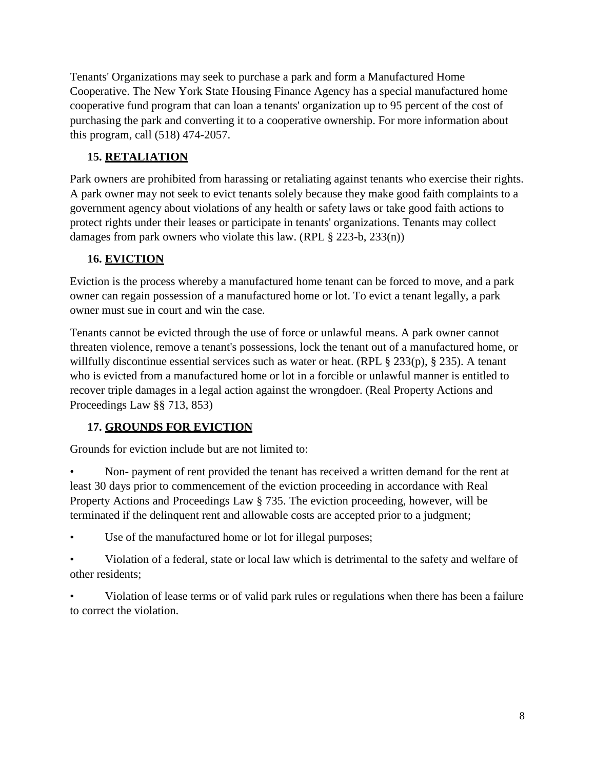Tenants' Organizations may seek to purchase a park and form a Manufactured Home Cooperative. The New York State Housing Finance Agency has a special manufactured home cooperative fund program that can loan a tenants' organization up to 95 percent of the cost of purchasing the park and converting it to a cooperative ownership. For more information about this program, call (518) 474-2057.

## 15. <u>RETALIATION</u>

Park owners are prohibited from harassing or retaliating against tenants who exercise their rights. A park owner may not seek to evict tenants solely because they make good faith complaints to a government agency about violations of any health or safety laws or take good faith actions to protect rights under their leases or participate in tenants' organizations. Tenants may collect damages from park owners who violate this law. (RPL § 223-b, 233(n))

## 16. <u>EVICTION</u>

Eviction is the process whereby a manufactured home tenant can be forced to move, and a park owner can regain possession of a manufactured home or lot. To evict a tenant legally, a park owner must sue in court and win the case.

Tenants cannot be evicted through the use of force or unlawful means. A park owner cannot threaten violence, remove a tenant's possessions, lock the tenant out of a manufactured home, or willfully discontinue essential services such as water or heat. (RPL § 233(p), § 235). A tenant who is evicted from a manufactured home or lot in a forcible or unlawful manner is entitled to recover triple damages in a legal action against the wrongdoer. (Real Property Actions and Proceedings Law §§ 713, 853)

## 17. <u>GROUNDS FOR EVICTION</u>

Grounds for eviction include but are not limited to:

- Non- payment of rent provided the tenant has received a written demand for the rent at least 30 days prior to commencement of the eviction proceeding in accordance with Real Property Actions and Proceedings Law § 735. The eviction proceeding, however, will be terminated if the delinquent rent and allowable costs are accepted prior to a judgment;
- Use of the manufactured home or lot for illegal purposes;
- Violation of a federal, state or local law which is detrimental to the safety and welfare of other residents;
- Violation of lease terms or of valid park rules or regulations when there has been a failure to correct the violation.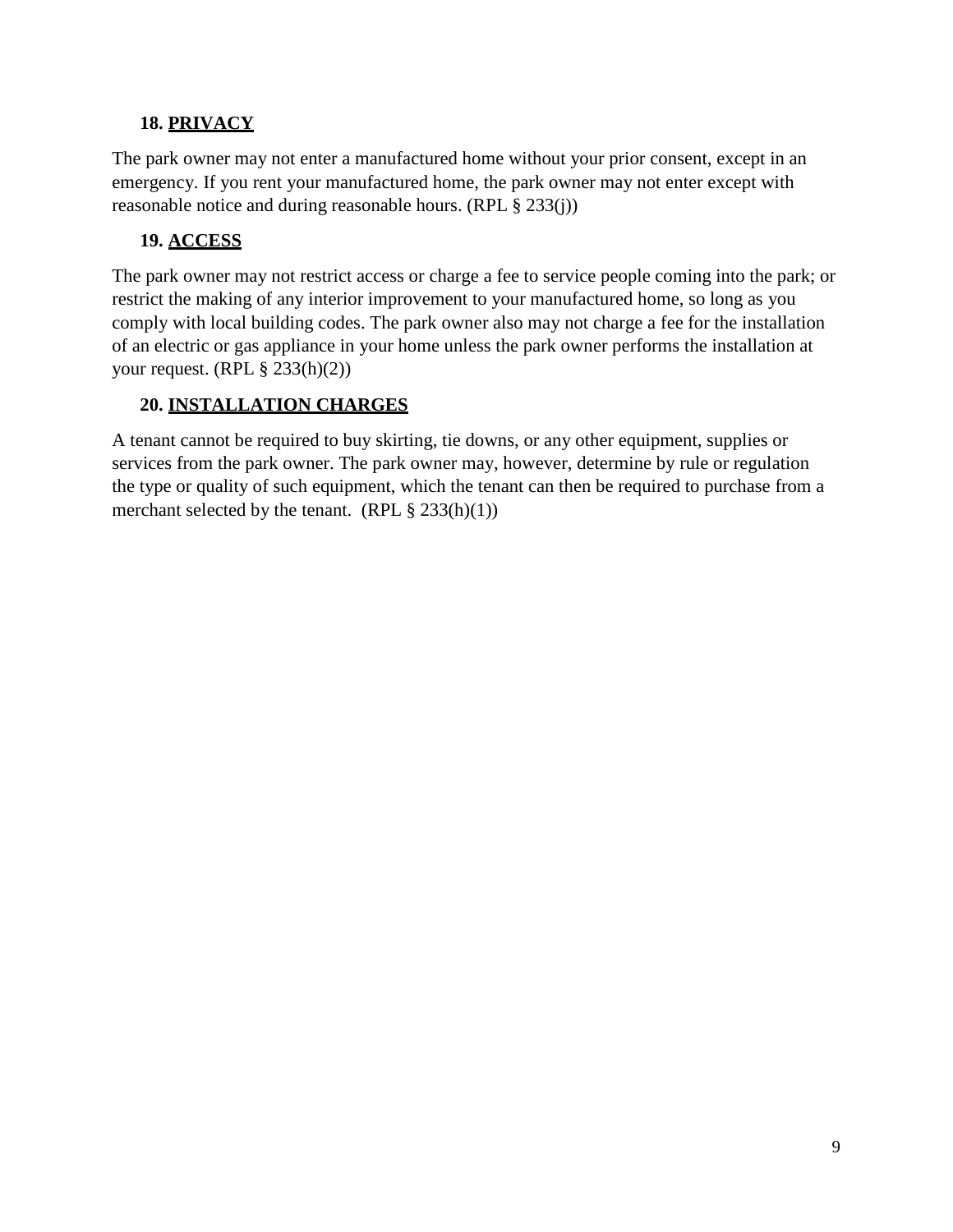### 18. PRIVACY

The park owner may not enter a manufactured home without your prior consent, except in an emergency. If you rent your manufactured home, the park owner may not enter except with reasonable notice and during reasonable hours. (RPL § 233(j))

### 19. ACCESS

The park owner may not restrict access or charge a fee to service people coming into the park; or restrict the making of any interior improvement to your manufactured home, so long as you comply with local building codes. The park owner also may not charge a fee for the installation of an electric or gas appliance in your home unless the park owner performs the installation at your request. (RPL § 233(h)(2))

### 20. INSTALLATION CHARGES

A tenant cannot be required to buy skirting, tie downs, or any other equipment, supplies or services from the park owner. The park owner may, however, determine by rule or regulation the type or quality of such equipment, which the tenant can then be required to purchase from a merchant selected by the tenant. (RPL § 233(h)(1))